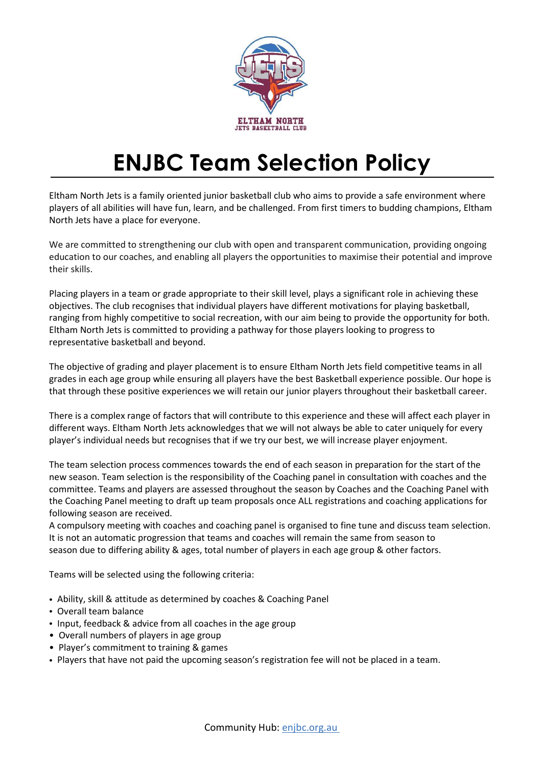# ENJBC Team Selection Policy

Eltham North Jets is a family oriented junior basketball club who aims to provide a safe environment where players of all abilities will have fun, learn, and be challenged. From first timers to budding champions, Eltham North Jets have a place for everyone.

We are committed to strengthening our club with open and transparent communication, providing ongoing education to our coaches, and enabling all players the opportunities to maximise their potential and improve their skills.

Placing players in a team or grade appropriate to their skill level, plays a significant role in achieving these objectives. The club recognises that individual players have different motivations for playing basketball, ranging from highly competitive to social recreation, with our aim being to provide the opportunity for both. Eltham North Jets is committed to providing a pathway for those players looking to progress to representative basketball and beyond.

The objective of grading and player placement is to ensure Eltham North Jets field competitive teams in all grades in each age group while ensuring all players have the best Basketball experience possible. Our hope is that through these positive experiences we will retain our junior players throughout their basketball career.

There is a complex range of factors that will contribute to this experience and these will affect each player in different ways. Eltham North Jets acknowledges that we will not always be able to cater uniquely for every player's individual needs but recognises that if we try our best, we will increase player enjoyment.

The team selection process commences towards the end of each season in preparation for the start of the new season. Team selection is the responsibility of the Coaching panel in consultation with coaches and the committee. Teams and players are assessed throughout the season by Coaches and the Coaching Panel with the Coaching Panel meeting to draft up team proposals once ALL registrations and coaching applications for following season are received.
A compulsory meeting with coaches and coaching panel is organised to fine tune and discuss team selection. It is not an automatic progression that teams and coaches will remain the same from season to season due to differing ability & ages, total number of players in each age group & other factors.

Teams will be selected using the following criteria:

- Ability, skill & attitude as determined by coaches & Coaching Panel
- Overall team balance
- Input, feedback & advice from all coaches in the age group
- Overall numbers of players in age group
- Player's commitment to training & games
- Players that have not paid the upcoming season's registration fee will not be placed in a team.

Community Hub: [enjbc.org.au](enjbc.org.au)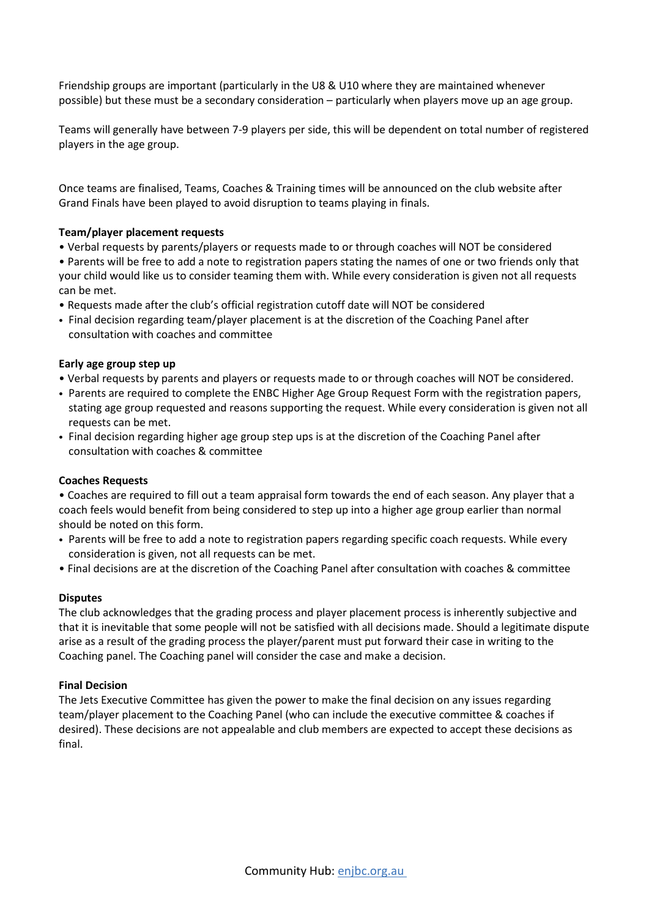Friendship groups are important (particularly in the U8 & U10 where they are maintained whenever possible) but these must be a secondary consideration – particularly when players move up an age group.

Teams will generally have between 7-9 players per side, this will be dependent on total number of registered players in the age group.

Once teams are finalised, Teams, Coaches & Training times will be announced on the club website after Grand Finals have been played to avoid disruption to teams playing in finals.

**Team/player placement requests**

- Verbal requests by parents/players or requests made to or through coaches will NOT be considered
- Parents will be free to add a note to registration papers stating the names of one or two friends only that your child would like us to consider teaming them with. While every consideration is given not all requests can be met.
- Requests made after the club's official registration cutoff date will NOT be considered
- Final decision regarding team/player placement is at the discretion of the Coaching Panel after consultation with coaches and committee

**Early age group step up**

- Verbal requests by parents and players or requests made to or through coaches will NOT be considered.
- Parents are required to complete the ENBC Higher Age Group Request Form with the registration papers, stating age group requested and reasons supporting the request. While every consideration is given not all requests can be met.
- Final decision regarding higher age group step ups is at the discretion of the Coaching Panel after consultation with coaches & committee

**Coaches Requests**

- Coaches are required to fill out a team appraisal form towards the end of each season. Any player that a coach feels would benefit from being considered to step up into a higher age group earlier than normal should be noted on this form.
- Parents will be free to add a note to registration papers regarding specific coach requests. While every consideration is given, not all requests can be met.
- Final decisions are at the discretion of the Coaching Panel after consultation with coaches & committee

**Disputes**

The club acknowledges that the grading process and player placement process is inherently subjective and that it is inevitable that some people will not be satisfied with all decisions made. Should a legitimate dispute arise as a result of the grading process the player/parent must put forward their case in writing to the Coaching panel. The Coaching panel will consider the case and make a decision.

**Final Decision**

The Jets Executive Committee has given the power to make the final decision on any issues regarding team/player placement to the Coaching Panel (who can include the executive committee & coaches if desired). These decisions are not appealable and club members are expected to accept these decisions as final.

Community Hub: enjbc.org.au